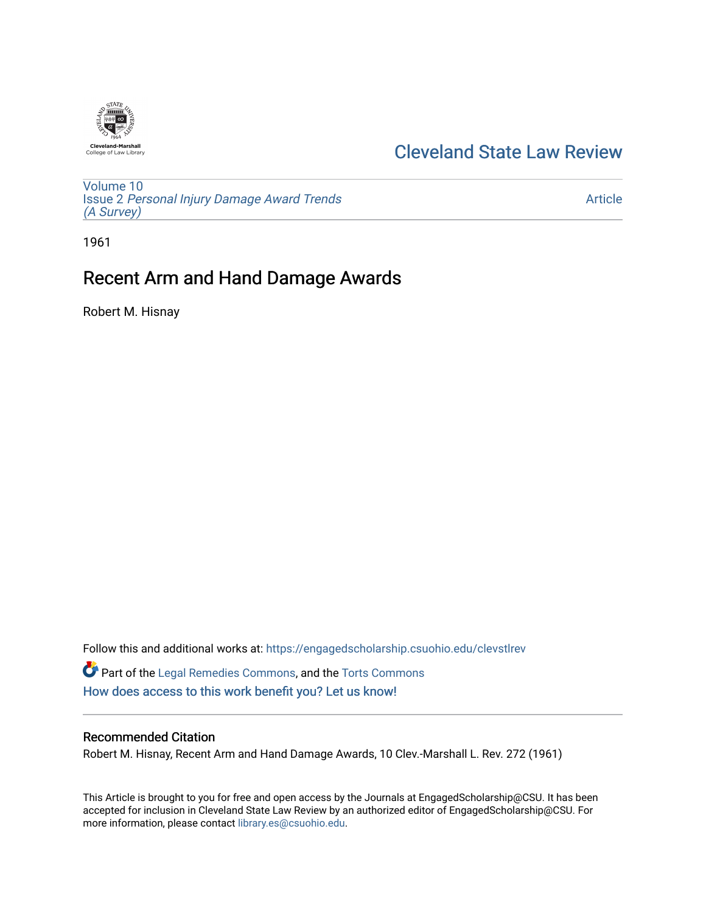Cleveland-Marshall
College of Law Library

# Cleveland State Law Review

Volume 10
Issue 2 *Personal Injury Damage Award Trends (A Survey)*

Article

1961

## Recent Arm and Hand Damage Awards

Robert M. Hisnay

Follow this and additional works at: https://engagedscholarship.csuohio.edu/clevstlrev

Part of the Legal Remedies Commons, and the Torts Commons

How does access to this work benefit you? Let us know!

### Recommended Citation

Robert M. Hisnay, Recent Arm and Hand Damage Awards, 10 Clev.-Marshall L. Rev. 272 (1961)

This Article is brought to you for free and open access by the Journals at EngagedScholarship@CSU. It has been accepted for inclusion in Cleveland State Law Review by an authorized editor of EngagedScholarship@CSU. For more information, please contact library.es@csuohio.edu.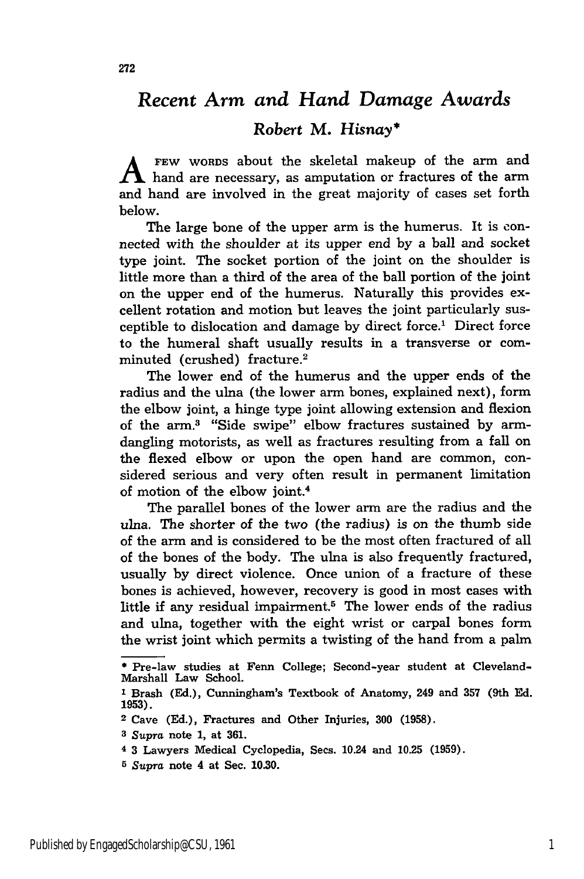# *Recent Arm and Hand Damage Awards*

## *Robert M. Hisnay**

A FEW WORDS about the skeletal makeup of the arm and hand are necessary, as amputation or fractures of the arm and hand are involved in the great majority of cases set forth below.

The large bone of the upper arm is the humerus. It is connected with the shoulder at its upper end by a ball and socket type joint. The socket portion of the joint on the shoulder is little more than a third of the area of the ball portion of the joint on the upper end of the humerus. Naturally this provides excellent rotation and motion but leaves the joint particularly susceptible to dislocation and damage by direct force.[1] Direct force to the humeral shaft usually results in a transverse or comminuted (crushed) fracture.[2]

The lower end of the humerus and the upper ends of the radius and the ulna (the lower arm bones, explained next), form the elbow joint, a hinge type joint allowing extension and flexion of the arm.[3] "Side swipe" elbow fractures sustained by arm-dangling motorists, as well as fractures resulting from a fall on the flexed elbow or upon the open hand are common, considered serious and very often result in permanent limitation of motion of the elbow joint.[4]

The parallel bones of the lower arm are the radius and the ulna. The shorter of the two (the radius) is on the thumb side of the arm and is considered to be the most often fractured of all of the bones of the body. The ulna is also frequently fractured, usually by direct violence. Once union of a fracture of these bones is achieved, however, recovery is good in most cases with little if any residual impairment.[5] The lower ends of the radius and ulna, together with the eight wrist or carpal bones form the wrist joint which permits a twisting of the hand from a palm

---

\* Pre-law studies at Fenn College; Second-year student at Cleveland-Marshall Law School.

[1] Brash (Ed.), Cunningham's Textbook of Anatomy, 249 and 357 (9th Ed. 1953).

[2] Cave (Ed.), Fractures and Other Injuries, 300 (1958).

[3] *Supra* note 1, at 361.

[4] 3 Lawyers Medical Cyclopedia, Secs. 10.24 and 10.25 (1959).

[5] *Supra* note 4 at Sec. 10.30.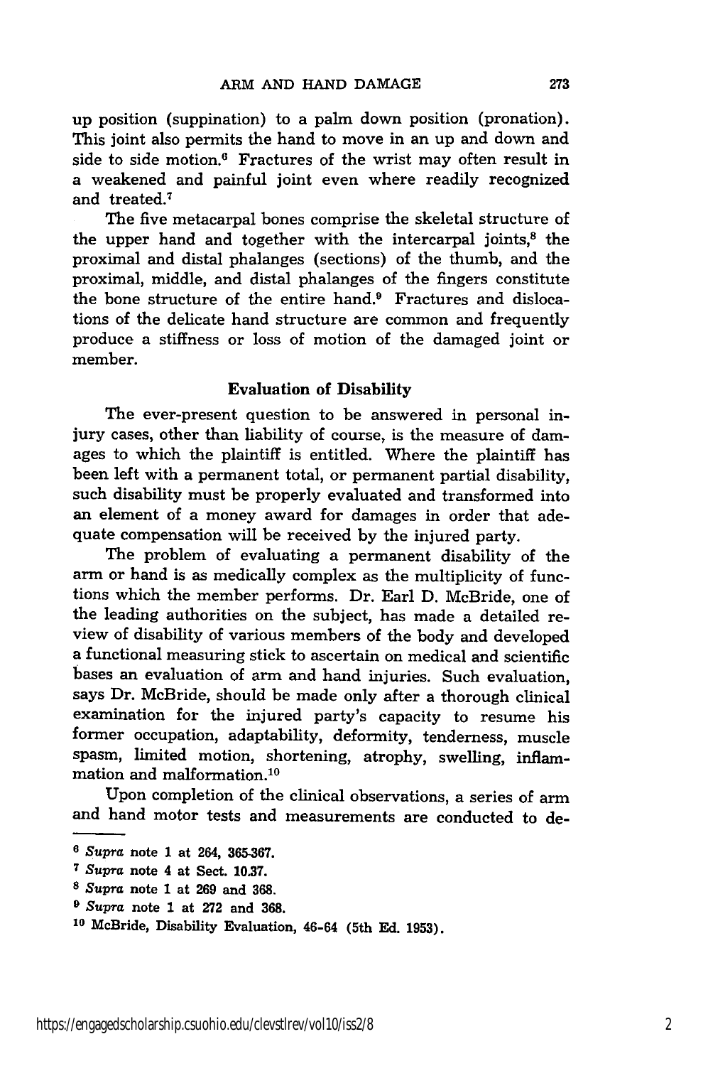up position (suppination) to a palm down position (pronation). This joint also permits the hand to move in an up and down and side to side motion.[6] Fractures of the wrist may often result in a weakened and painful joint even where readily recognized and treated.[7]

The five metacarpal bones comprise the skeletal structure of the upper hand and together with the intercarpal joints,[8] the proximal and distal phalanges (sections) of the thumb, and the proximal, middle, and distal phalanges of the fingers constitute the bone structure of the entire hand.[9] Fractures and dislocations of the delicate hand structure are common and frequently produce a stiffness or loss of motion of the damaged joint or member.

## Evaluation of Disability

The ever-present question to be answered in personal injury cases, other than liability of course, is the measure of damages to which the plaintiff is entitled. Where the plaintiff has been left with a permanent total, or permanent partial disability, such disability must be properly evaluated and transformed into an element of a money award for damages in order that adequate compensation will be received by the injured party.

The problem of evaluating a permanent disability of the arm or hand is as medically complex as the multiplicity of functions which the member performs. Dr. Earl D. McBride, one of the leading authorities on the subject, has made a detailed review of disability of various members of the body and developed a functional measuring stick to ascertain on medical and scientific bases an evaluation of arm and hand injuries. Such evaluation, says Dr. McBride, should be made only after a thorough clinical examination for the injured party's capacity to resume his former occupation, adaptability, deformity, tenderness, muscle spasm, limited motion, shortening, atrophy, swelling, inflammation and malformation.[10]

Upon completion of the clinical observations, a series of arm and hand motor tests and measurements are conducted to de-

---

[6] *Supra* note 1 at 264, 365-367.

[7] *Supra* note 4 at Sect. 10.37.

[8] *Supra* note 1 at 269 and 368.

[9] *Supra* note 1 at 272 and 368.

[10] McBride, Disability Evaluation, 46-64 (5th Ed. 1953).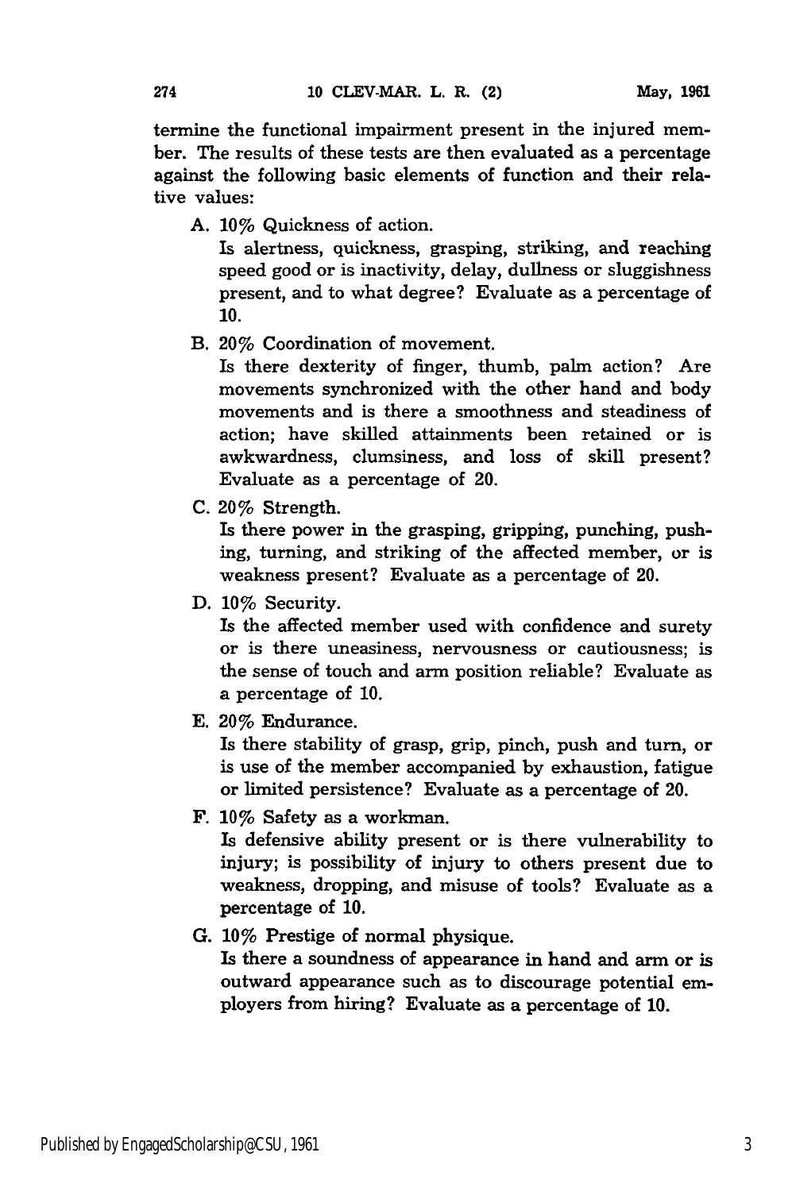termine the functional impairment present in the injured member. The results of these tests are then evaluated as a percentage against the following basic elements of function and their relative values:

A. 10% Quickness of action.
   Is alertness, quickness, grasping, striking, and reaching speed good or is inactivity, delay, dullness or sluggishness present, and to what degree? Evaluate as a percentage of 10.

B. 20% Coordination of movement.
   Is there dexterity of finger, thumb, palm action? Are movements synchronized with the other hand and body movements and is there a smoothness and steadiness of action; have skilled attainments been retained or is awkwardness, clumsiness, and loss of skill present? Evaluate as a percentage of 20.

C. 20% Strength.
   Is there power in the grasping, gripping, punching, pushing, turning, and striking of the affected member, or is weakness present? Evaluate as a percentage of 20.

D. 10% Security.
   Is the affected member used with confidence and surety or is there uneasiness, nervousness or cautiousness; is the sense of touch and arm position reliable? Evaluate as a percentage of 10.

E. 20% Endurance.
   Is there stability of grasp, grip, pinch, push and turn, or is use of the member accompanied by exhaustion, fatigue or limited persistence? Evaluate as a percentage of 20.

F. 10% Safety as a workman.
   Is defensive ability present or is there vulnerability to injury; is possibility of injury to others present due to weakness, dropping, and misuse of tools? Evaluate as a percentage of 10.

G. 10% Prestige of normal physique.
   Is there a soundness of appearance in hand and arm or is outward appearance such as to discourage potential employers from hiring? Evaluate as a percentage of 10.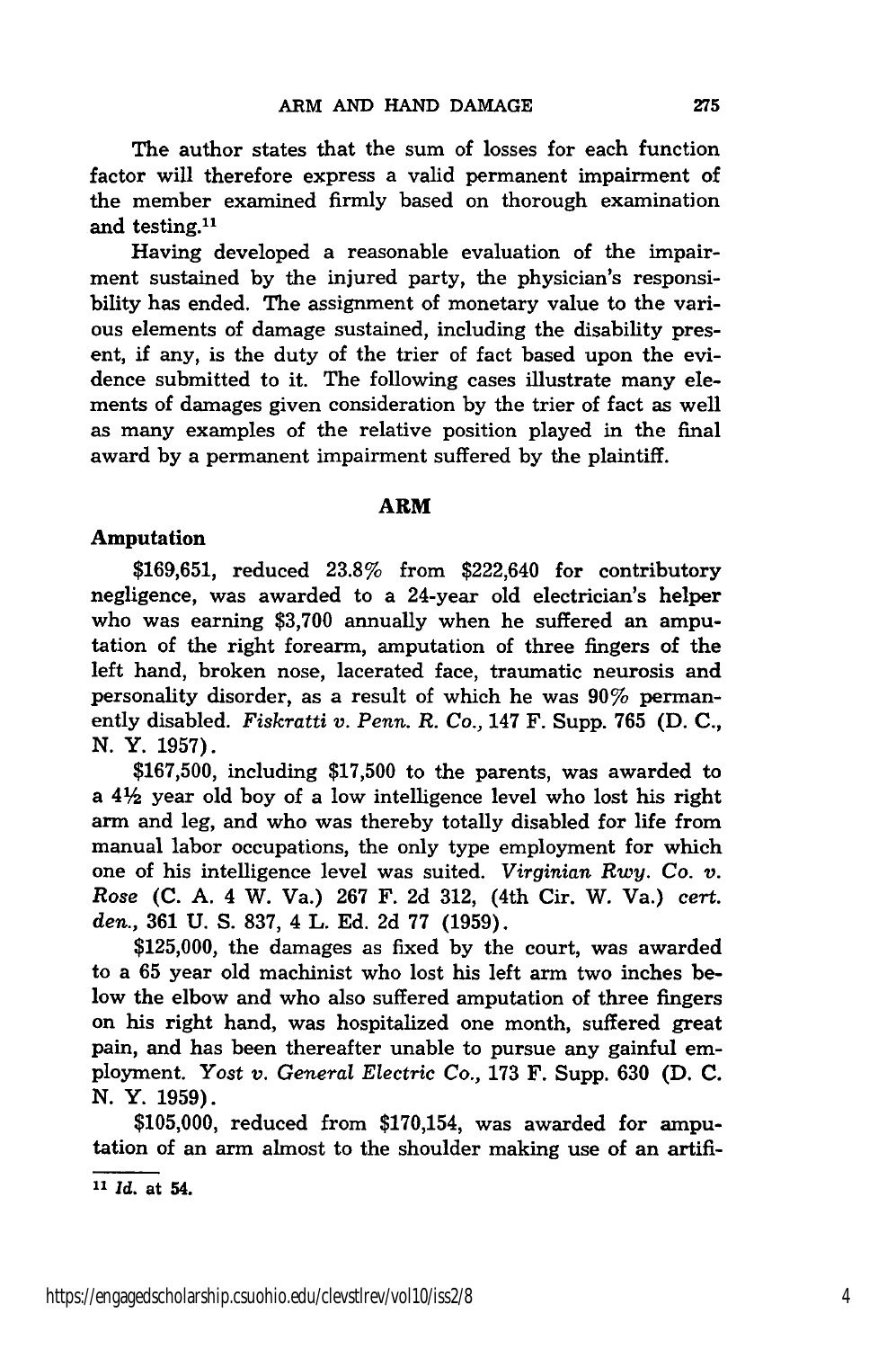The author states that the sum of losses for each function factor will therefore express a valid permanent impairment of the member examined firmly based on thorough examination and testing.[11]

Having developed a reasonable evaluation of the impairment sustained by the injured party, the physician's responsibility has ended. The assignment of monetary value to the various elements of damage sustained, including the disability present, if any, is the duty of the trier of fact based upon the evidence submitted to it. The following cases illustrate many elements of damages given consideration by the trier of fact as well as many examples of the relative position played in the final award by a permanent impairment suffered by the plaintiff.

## ARM

### Amputation

$169,651, reduced 23.8% from $222,640 for contributory negligence, was awarded to a 24-year old electrician's helper who was earning $3,700 annually when he suffered an amputation of the right forearm, amputation of three fingers of the left hand, broken nose, lacerated face, traumatic neurosis and personality disorder, as a result of which he was 90% permanently disabled. *Fiskratti v. Penn. R. Co.*, 147 F. Supp. 765 (D. C., N. Y. 1957).

$167,500, including $17,500 to the parents, was awarded to a 4½ year old boy of a low intelligence level who lost his right arm and leg, and who was thereby totally disabled for life from manual labor occupations, the only type employment for which one of his intelligence level was suited. *Virginian Rwy. Co. v. Rose* (C. A. 4 W. Va.) 267 F. 2d 312, (4th Cir. W. Va.) *cert. den.*, 361 U. S. 837, 4 L. Ed. 2d 77 (1959).

$125,000, the damages as fixed by the court, was awarded to a 65 year old machinist who lost his left arm two inches below the elbow and who also suffered amputation of three fingers on his right hand, was hospitalized one month, suffered great pain, and has been thereafter unable to pursue any gainful employment. *Yost v. General Electric Co.*, 173 F. Supp. 630 (D. C. N. Y. 1959).

$105,000, reduced from $170,154, was awarded for amputation of an arm almost to the shoulder making use of an artifi-

---

[11] *Id.* at 54.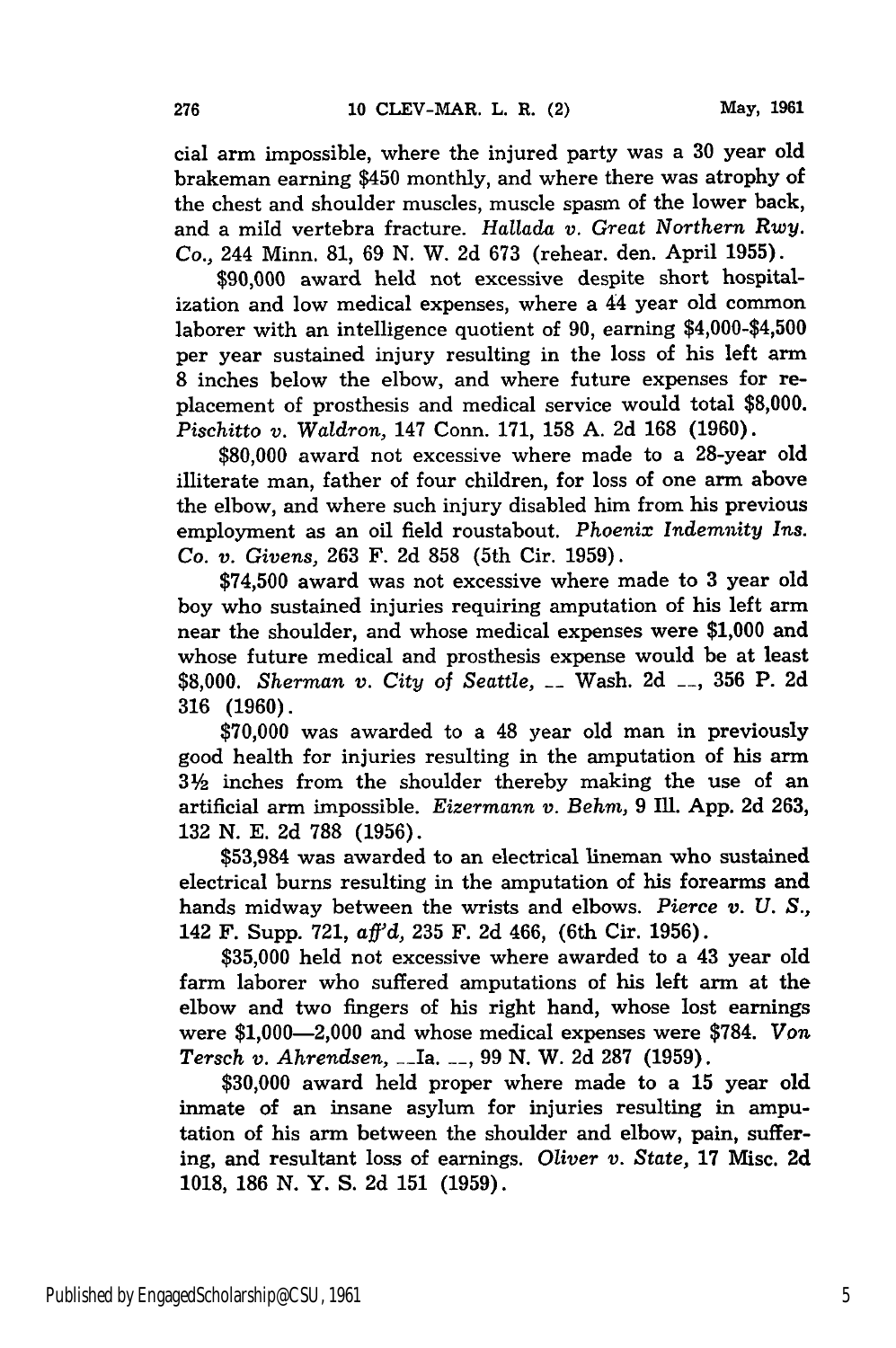cial arm impossible, where the injured party was a 30 year old brakeman earning $450 monthly, and where there was atrophy of the chest and shoulder muscles, muscle spasm of the lower back, and a mild vertebra fracture. *Hallada v. Great Northern Rwy. Co.,* 244 Minn. 81, 69 N. W. 2d 673 (rehear. den. April 1955).

$90,000 award held not excessive despite short hospitalization and low medical expenses, where a 44 year old common laborer with an intelligence quotient of 90, earning $4,000-$4,500 per year sustained injury resulting in the loss of his left arm 8 inches below the elbow, and where future expenses for replacement of prosthesis and medical service would total $8,000. *Pischitto v. Waldron,* 147 Conn. 171, 158 A. 2d 168 (1960).

$80,000 award not excessive where made to a 28-year old illiterate man, father of four children, for loss of one arm above the elbow, and where such injury disabled him from his previous employment as an oil field roustabout. *Phoenix Indemnity Ins. Co. v. Givens,* 263 F. 2d 858 (5th Cir. 1959).

$74,500 award was not excessive where made to 3 year old boy who sustained injuries requiring amputation of his left arm near the shoulder, and whose medical expenses were $1,000 and whose future medical and prosthesis expense would be at least $8,000. *Sherman v. City of Seattle,* __ Wash. 2d __, 356 P. 2d 316 (1960).

$70,000 was awarded to a 48 year old man in previously good health for injuries resulting in the amputation of his arm 3½ inches from the shoulder thereby making the use of an artificial arm impossible. *Eizermann v. Behm,* 9 Ill. App. 2d 263, 132 N. E. 2d 788 (1956).

$53,984 was awarded to an electrical lineman who sustained electrical burns resulting in the amputation of his forearms and hands midway between the wrists and elbows. *Pierce v. U. S.,* 142 F. Supp. 721, *aff'd,* 235 F. 2d 466, (6th Cir. 1956).

$35,000 held not excessive where awarded to a 43 year old farm laborer who suffered amputations of his left arm at the elbow and two fingers of his right hand, whose lost earnings were $1,000—2,000 and whose medical expenses were $784. *Von Tersch v. Ahrendsen,* __Ia. __, 99 N. W. 2d 287 (1959).

$30,000 award held proper where made to a 15 year old inmate of an insane asylum for injuries resulting in amputation of his arm between the shoulder and elbow, pain, suffering, and resultant loss of earnings. *Oliver v. State,* 17 Misc. 2d 1018, 186 N. Y. S. 2d 151 (1959).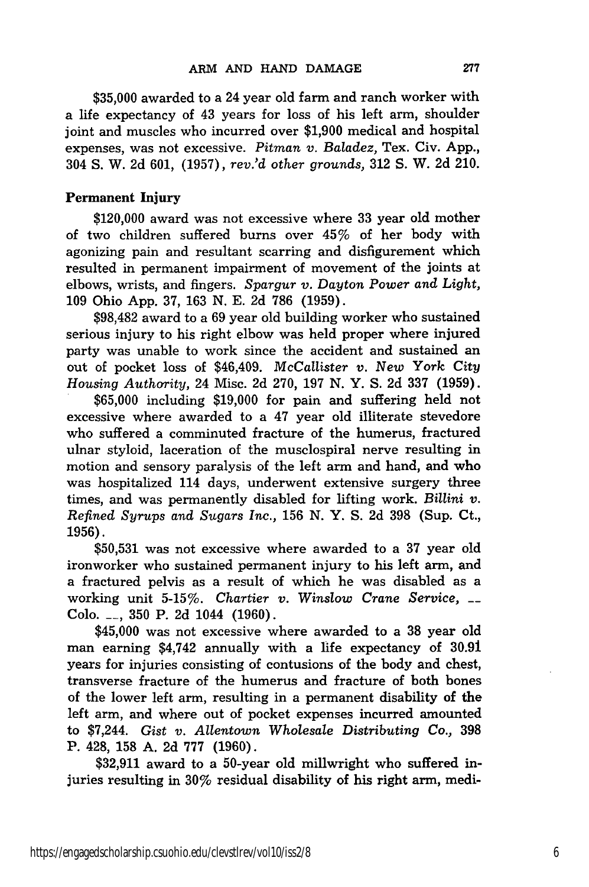$35,000 awarded to a 24 year old farm and ranch worker with a life expectancy of 43 years for loss of his left arm, shoulder joint and muscles who incurred over $1,900 medical and hospital expenses, was not excessive. *Pitman v. Baladez,* Tex. Civ. App., 304 S. W. 2d 601, (1957), *rev.'d other grounds,* 312 S. W. 2d 210.

**Permanent Injury**

$120,000 award was not excessive where 33 year old mother of two children suffered burns over 45% of her body with agonizing pain and resultant scarring and disfigurement which resulted in permanent impairment of movement of the joints at elbows, wrists, and fingers. *Spargur v. Dayton Power and Light,* 109 Ohio App. 37, 163 N. E. 2d 786 (1959).

$98,482 award to a 69 year old building worker who sustained serious injury to his right elbow was held proper where injured party was unable to work since the accident and sustained an out of pocket loss of $46,409. *McCallister v. New York City Housing Authority,* 24 Misc. 2d 270, 197 N. Y. S. 2d 337 (1959).

$65,000 including $19,000 for pain and suffering held not excessive where awarded to a 47 year old illiterate stevedore who suffered a comminuted fracture of the humerus, fractured ulnar styloid, laceration of the musclospiral nerve resulting in motion and sensory paralysis of the left arm and hand, and who was hospitalized 114 days, underwent extensive surgery three times, and was permanently disabled for lifting work. *Billini v. Refined Syrups and Sugars Inc.,* 156 N. Y. S. 2d 398 (Sup. Ct., 1956).

$50,531 was not excessive where awarded to a 37 year old ironworker who sustained permanent injury to his left arm, and a fractured pelvis as a result of which he was disabled as a working unit 5-15%. *Chartier v. Winslow Crane Service,* __ Colo. __, 350 P. 2d 1044 (1960).

$45,000 was not excessive where awarded to a 38 year old man earning $4,742 annually with a life expectancy of 30.91 years for injuries consisting of contusions of the body and chest, transverse fracture of the humerus and fracture of both bones of the lower left arm, resulting in a permanent disability of the left arm, and where out of pocket expenses incurred amounted to $7,244. *Gist v. Allentown Wholesale Distributing Co.,* 398 P. 428, 158 A. 2d 777 (1960).

$32,911 award to a 50-year old millwright who suffered injuries resulting in 30% residual disability of his right arm, medi-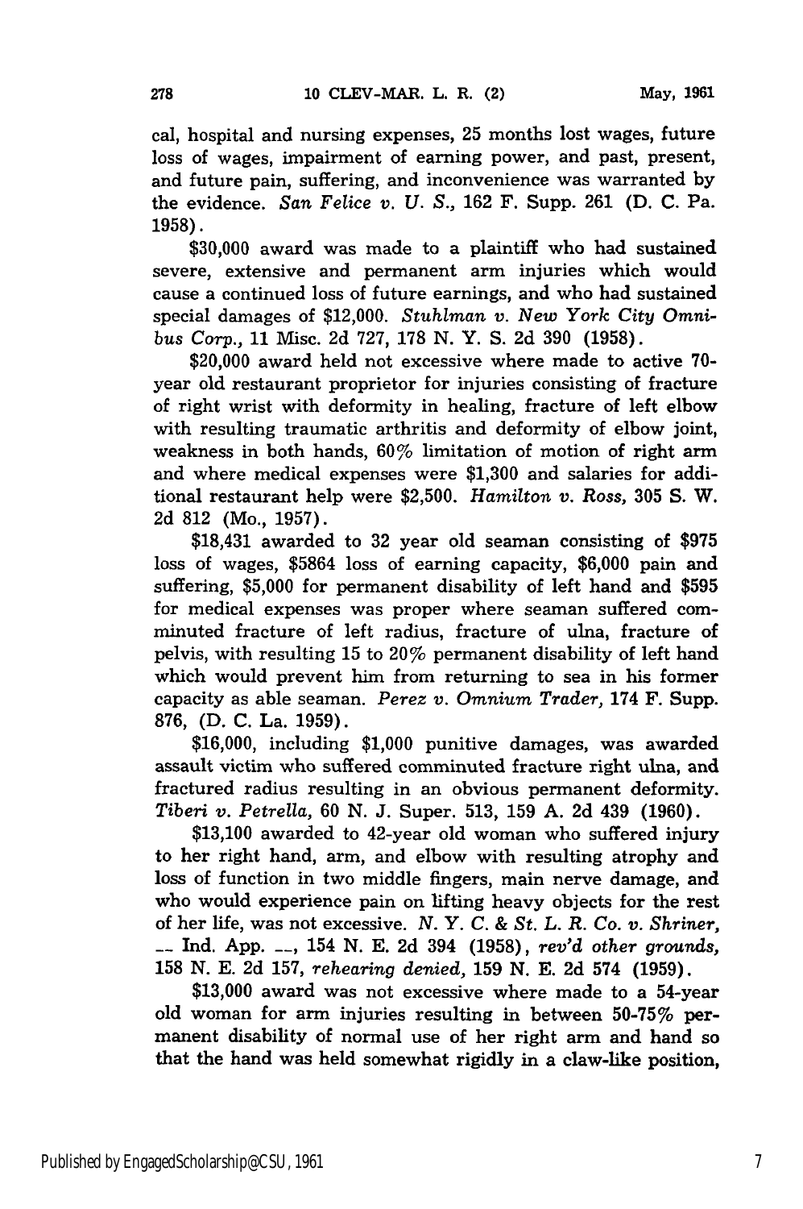cal, hospital and nursing expenses, 25 months lost wages, future loss of wages, impairment of earning power, and past, present, and future pain, suffering, and inconvenience was warranted by the evidence. *San Felice v. U. S.*, 162 F. Supp. 261 (D. C. Pa. 1958).

$30,000 award was made to a plaintiff who had sustained severe, extensive and permanent arm injuries which would cause a continued loss of future earnings, and who had sustained special damages of $12,000. *Stuhlman v. New York City Omnibus Corp.*, 11 Misc. 2d 727, 178 N. Y. S. 2d 390 (1958).

$20,000 award held not excessive where made to active 70-year old restaurant proprietor for injuries consisting of fracture of right wrist with deformity in healing, fracture of left elbow with resulting traumatic arthritis and deformity of elbow joint, weakness in both hands, 60% limitation of motion of right arm and where medical expenses were $1,300 and salaries for additional restaurant help were $2,500. *Hamilton v. Ross*, 305 S. W. 2d 812 (Mo., 1957).

$18,431 awarded to 32 year old seaman consisting of $975 loss of wages, $5864 loss of earning capacity, $6,000 pain and suffering, $5,000 for permanent disability of left hand and $595 for medical expenses was proper where seaman suffered comminuted fracture of left radius, fracture of ulna, fracture of pelvis, with resulting 15 to 20% permanent disability of left hand which would prevent him from returning to sea in his former capacity as able seaman. *Perez v. Omnium Trader*, 174 F. Supp. 876, (D. C. La. 1959).

$16,000, including $1,000 punitive damages, was awarded assault victim who suffered comminuted fracture right ulna, and fractured radius resulting in an obvious permanent deformity. *Tiberi v. Petrella*, 60 N. J. Super. 513, 159 A. 2d 439 (1960).

$13,100 awarded to 42-year old woman who suffered injury to her right hand, arm, and elbow with resulting atrophy and loss of function in two middle fingers, main nerve damage, and who would experience pain on lifting heavy objects for the rest of her life, was not excessive. *N. Y. C. & St. L. R. Co. v. Shriner*, -- Ind. App. --, 154 N. E. 2d 394 (1958), *rev'd other grounds*, 158 N. E. 2d 157, *rehearing denied*, 159 N. E. 2d 574 (1959).

$13,000 award was not excessive where made to a 54-year old woman for arm injuries resulting in between 50-75% permanent disability of normal use of her right arm and hand so that the hand was held somewhat rigidly in a claw-like position,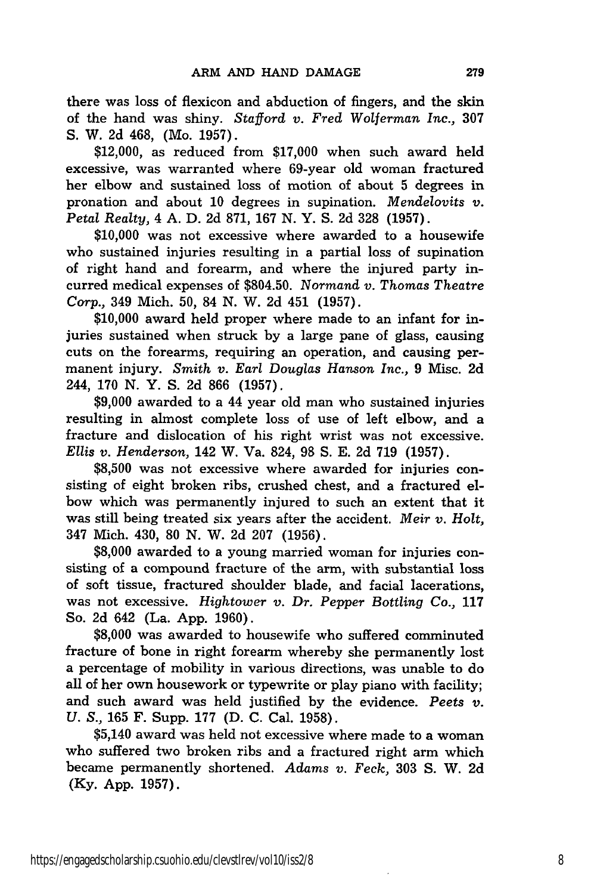there was loss of flexicon and abduction of fingers, and the skin of the hand was shiny. *Stafford v. Fred Wolferman Inc.,* 307 S. W. 2d 468, (Mo. 1957).

$12,000, as reduced from $17,000 when such award held excessive, was warranted where 69-year old woman fractured her elbow and sustained loss of motion of about 5 degrees in pronation and about 10 degrees in supination. *Mendelovits v. Petal Realty,* 4 A. D. 2d 871, 167 N. Y. S. 2d 328 (1957).

$10,000 was not excessive where awarded to a housewife who sustained injuries resulting in a partial loss of supination of right hand and forearm, and where the injured party incurred medical expenses of $804.50. *Normand v. Thomas Theatre Corp.,* 349 Mich. 50, 84 N. W. 2d 451 (1957).

$10,000 award held proper where made to an infant for injuries sustained when struck by a large pane of glass, causing cuts on the forearms, requiring an operation, and causing permanent injury. *Smith v. Earl Douglas Hanson Inc.,* 9 Misc. 2d 244, 170 N. Y. S. 2d 866 (1957).

$9,000 awarded to a 44 year old man who sustained injuries resulting in almost complete loss of use of left elbow, and a fracture and dislocation of his right wrist was not excessive. *Ellis v. Henderson,* 142 W. Va. 824, 98 S. E. 2d 719 (1957).

$8,500 was not excessive where awarded for injuries consisting of eight broken ribs, crushed chest, and a fractured elbow which was permanently injured to such an extent that it was still being treated six years after the accident. *Meir v. Holt,* 347 Mich. 430, 80 N. W. 2d 207 (1956).

$8,000 awarded to a young married woman for injuries consisting of a compound fracture of the arm, with substantial loss of soft tissue, fractured shoulder blade, and facial lacerations, was not excessive. *Hightower v. Dr. Pepper Bottling Co.,* 117 So. 2d 642 (La. App. 1960).

$8,000 was awarded to housewife who suffered comminuted fracture of bone in right forearm whereby she permanently lost a percentage of mobility in various directions, was unable to do all of her own housework or typewrite or play piano with facility; and such award was held justified by the evidence. *Peets v. U. S.,* 165 F. Supp. 177 (D. C. Cal. 1958).

$5,140 award was held not excessive where made to a woman who suffered two broken ribs and a fractured right arm which became permanently shortened. *Adams v. Feck,* 303 S. W. 2d (Ky. App. 1957).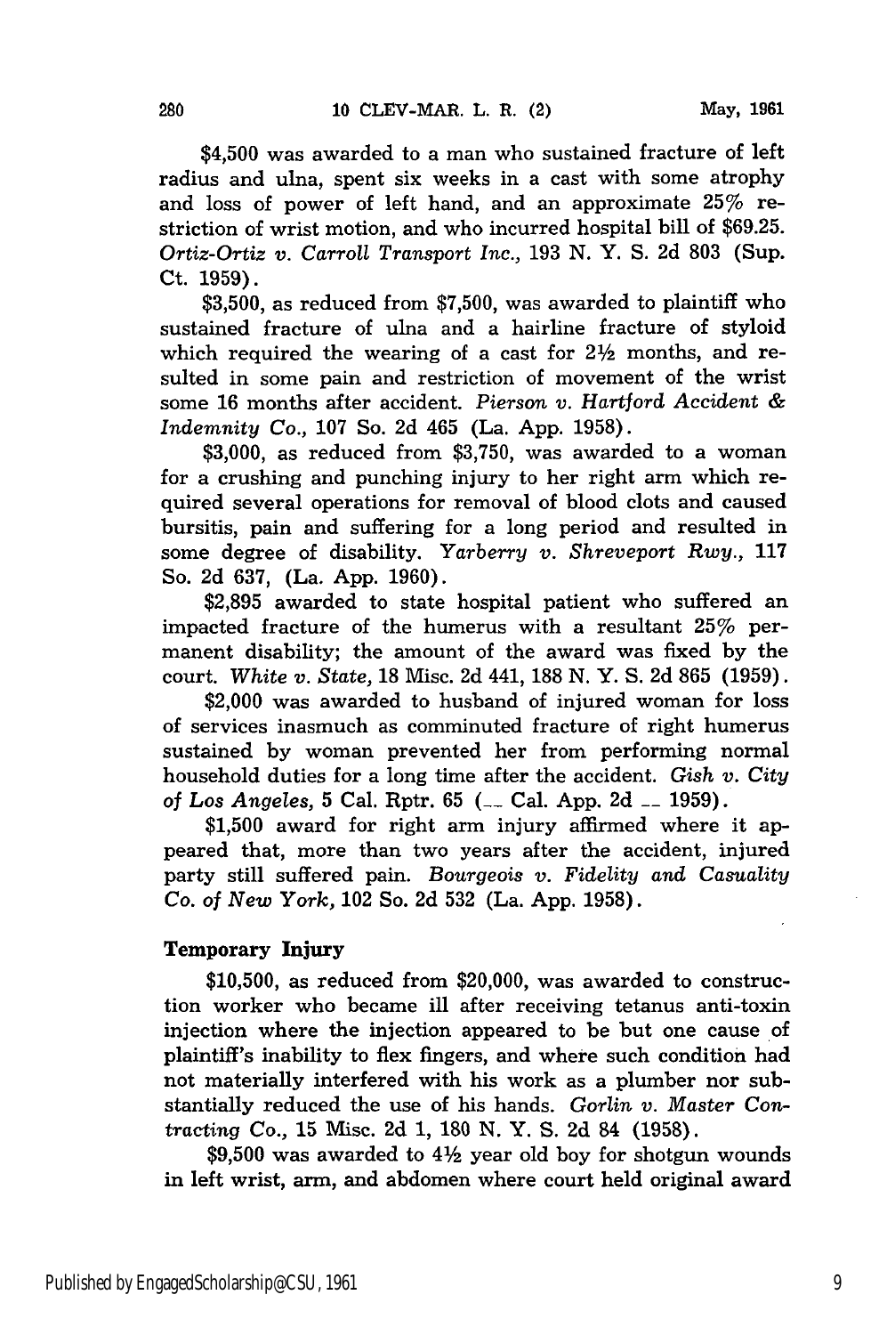$4,500 was awarded to a man who sustained fracture of left radius and ulna, spent six weeks in a cast with some atrophy and loss of power of left hand, and an approximate 25% restriction of wrist motion, and who incurred hospital bill of $69.25. *Ortiz-Ortiz v. Carroll Transport Inc.*, 193 N. Y. S. 2d 803 (Sup. Ct. 1959).

$3,500, as reduced from $7,500, was awarded to plaintiff who sustained fracture of ulna and a hairline fracture of styloid which required the wearing of a cast for 2½ months, and resulted in some pain and restriction of movement of the wrist some 16 months after accident. *Pierson v. Hartford Accident & Indemnity Co.*, 107 So. 2d 465 (La. App. 1958).

$3,000, as reduced from $3,750, was awarded to a woman for a crushing and punching injury to her right arm which required several operations for removal of blood clots and caused bursitis, pain and suffering for a long period and resulted in some degree of disability. *Yarberry v. Shreveport Rwy.*, 117 So. 2d 637, (La. App. 1960).

$2,895 awarded to state hospital patient who suffered an impacted fracture of the humerus with a resultant 25% permanent disability; the amount of the award was fixed by the court. *White v. State*, 18 Misc. 2d 441, 188 N. Y. S. 2d 865 (1959).

$2,000 was awarded to husband of injured woman for loss of services inasmuch as comminuted fracture of right humerus sustained by woman prevented her from performing normal household duties for a long time after the accident. *Gish v. City of Los Angeles*, 5 Cal. Rptr. 65 (__ Cal. App. 2d __ 1959).

$1,500 award for right arm injury affirmed where it appeared that, more than two years after the accident, injured party still suffered pain. *Bourgeois v. Fidelity and Casuality Co. of New York*, 102 So. 2d 532 (La. App. 1958).

### Temporary Injury

$10,500, as reduced from $20,000, was awarded to construction worker who became ill after receiving tetanus anti-toxin injection where the injection appeared to be but one cause of plaintiff's inability to flex fingers, and where such condition had not materially interfered with his work as a plumber nor substantially reduced the use of his hands. *Gorlin v. Master Contracting Co.*, 15 Misc. 2d 1, 180 N. Y. S. 2d 84 (1958).

$9,500 was awarded to 4½ year old boy for shotgun wounds in left wrist, arm, and abdomen where court held original award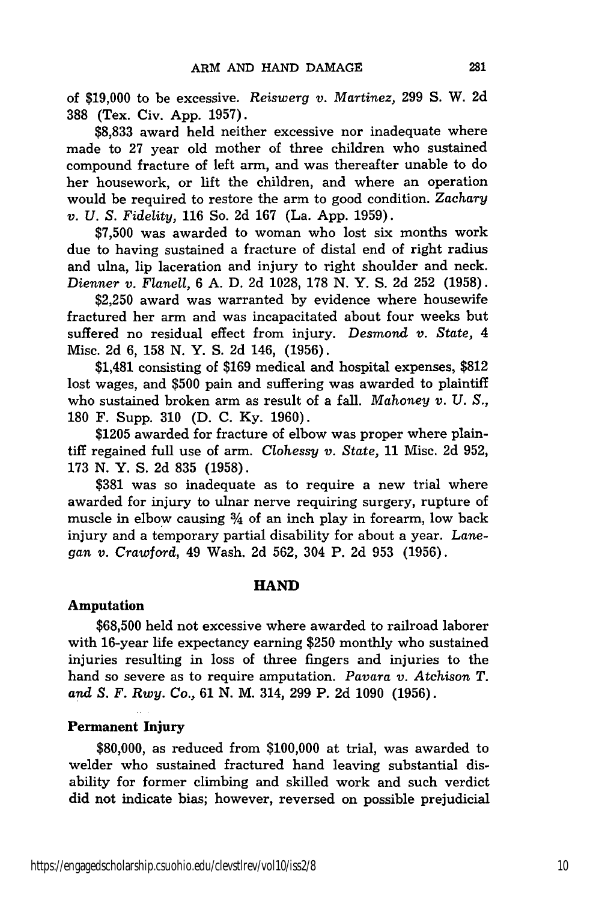of $19,000 to be excessive. *Reiswerg v. Martinez,* 299 S. W. 2d 388 (Tex. Civ. App. 1957).

$8,833 award held neither excessive nor inadequate where made to 27 year old mother of three children who sustained compound fracture of left arm, and was thereafter unable to do her housework, or lift the children, and where an operation would be required to restore the arm to good condition. *Zachary v. U. S. Fidelity,* 116 So. 2d 167 (La. App. 1959).

$7,500 was awarded to woman who lost six months work due to having sustained a fracture of distal end of right radius and ulna, lip laceration and injury to right shoulder and neck. *Dienner v. Flanell,* 6 A. D. 2d 1028, 178 N. Y. S. 2d 252 (1958).

$2,250 award was warranted by evidence where housewife fractured her arm and was incapacitated about four weeks but suffered no residual effect from injury. *Desmond v. State,* 4 Misc. 2d 6, 158 N. Y. S. 2d 146, (1956).

$1,481 consisting of $169 medical and hospital expenses, $812 lost wages, and $500 pain and suffering was awarded to plaintiff who sustained broken arm as result of a fall. *Mahoney v. U. S.,* 180 F. Supp. 310 (D. C. Ky. 1960).

$1205 awarded for fracture of elbow was proper where plaintiff regained full use of arm. *Clohessy v. State,* 11 Misc. 2d 952, 173 N. Y. S. 2d 835 (1958).

$381 was so inadequate as to require a new trial where awarded for injury to ulnar nerve requiring surgery, rupture of muscle in elbow causing ¾ of an inch play in forearm, low back injury and a temporary partial disability for about a year. *Lanegan v. Crawford,* 49 Wash. 2d 562, 304 P. 2d 953 (1956).

## HAND

### Amputation

$68,500 held not excessive where awarded to railroad laborer with 16-year life expectancy earning $250 monthly who sustained injuries resulting in loss of three fingers and injuries to the hand so severe as to require amputation. *Pavara v. Atchison T. and S. F. Rwy. Co.,* 61 N. M. 314, 299 P. 2d 1090 (1956).

### Permanent Injury

$80,000, as reduced from $100,000 at trial, was awarded to welder who sustained fractured hand leaving substantial disability for former climbing and skilled work and such verdict did not indicate bias; however, reversed on possible prejudicial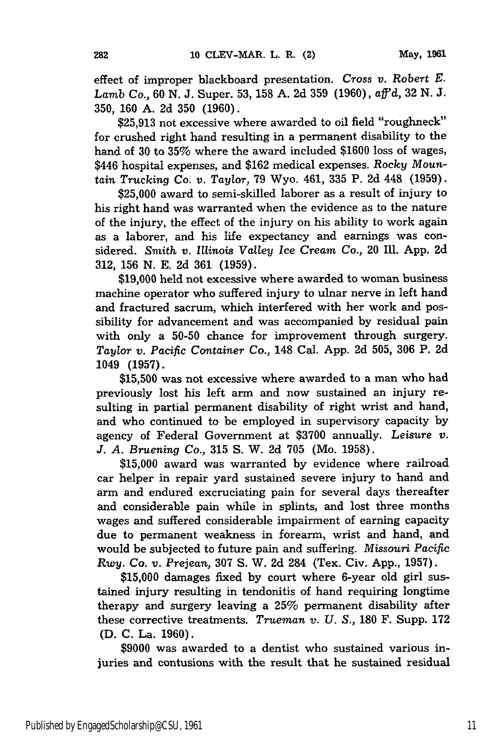effect of improper blackboard presentation. *Cross v. Robert E. Lamb Co.*, 60 N. J. Super. 53, 158 A. 2d 359 (1960), *aff'd*, 32 N. J. 350, 160 A. 2d 350 (1960).

$25,913 not excessive where awarded to oil field "roughneck" for crushed right hand resulting in a permanent disability to the hand of 30 to 35% where the award included $1600 loss of wages, $446 hospital expenses, and $162 medical expenses. *Rocky Mountain Trucking Co. v. Taylor*, 79 Wyo. 461, 335 P. 2d 448 (1959).

$25,000 award to semi-skilled laborer as a result of injury to his right hand was warranted when the evidence as to the nature of the injury, the effect of the injury on his ability to work again as a laborer, and his life expectancy and earnings was considered. *Smith v. Illinois Valley Ice Cream Co.*, 20 Ill. App. 2d 312, 156 N. E. 2d 361 (1959).

$19,000 held not excessive where awarded to woman business machine operator who suffered injury to ulnar nerve in left hand and fractured sacrum, which interfered with her work and possibility for advancement and was accompanied by residual pain with only a 50-50 chance for improvement through surgery. *Taylor v. Pacific Container Co.*, 148 Cal. App. 2d 505, 306 P. 2d 1049 (1957).

$15,500 was not excessive where awarded to a man who had previously lost his left arm and now sustained an injury resulting in partial permanent disability of right wrist and hand, and who continued to be employed in supervisory capacity by agency of Federal Government at $3700 annually. *Leisure v. J. A. Bruening Co.*, 315 S. W. 2d 705 (Mo. 1958).

$15,000 award was warranted by evidence where railroad car helper in repair yard sustained severe injury to hand and arm and endured excruciating pain for several days thereafter and considerable pain while in splints, and lost three months wages and suffered considerable impairment of earning capacity due to permanent weakness in forearm, wrist and hand, and would be subjected to future pain and suffering. *Missouri Pacific Rwy. Co. v. Prejean*, 307 S. W. 2d 284 (Tex. Civ. App., 1957).

$15,000 damages fixed by court where 6-year old girl sustained injury resulting in tendonitis of hand requiring longtime therapy and surgery leaving a 25% permanent disability after these corrective treatments. *Trueman v. U. S.*, 180 F. Supp. 172 (D. C. La. 1960).

$9000 was awarded to a dentist who sustained various injuries and contusions with the result that he sustained residual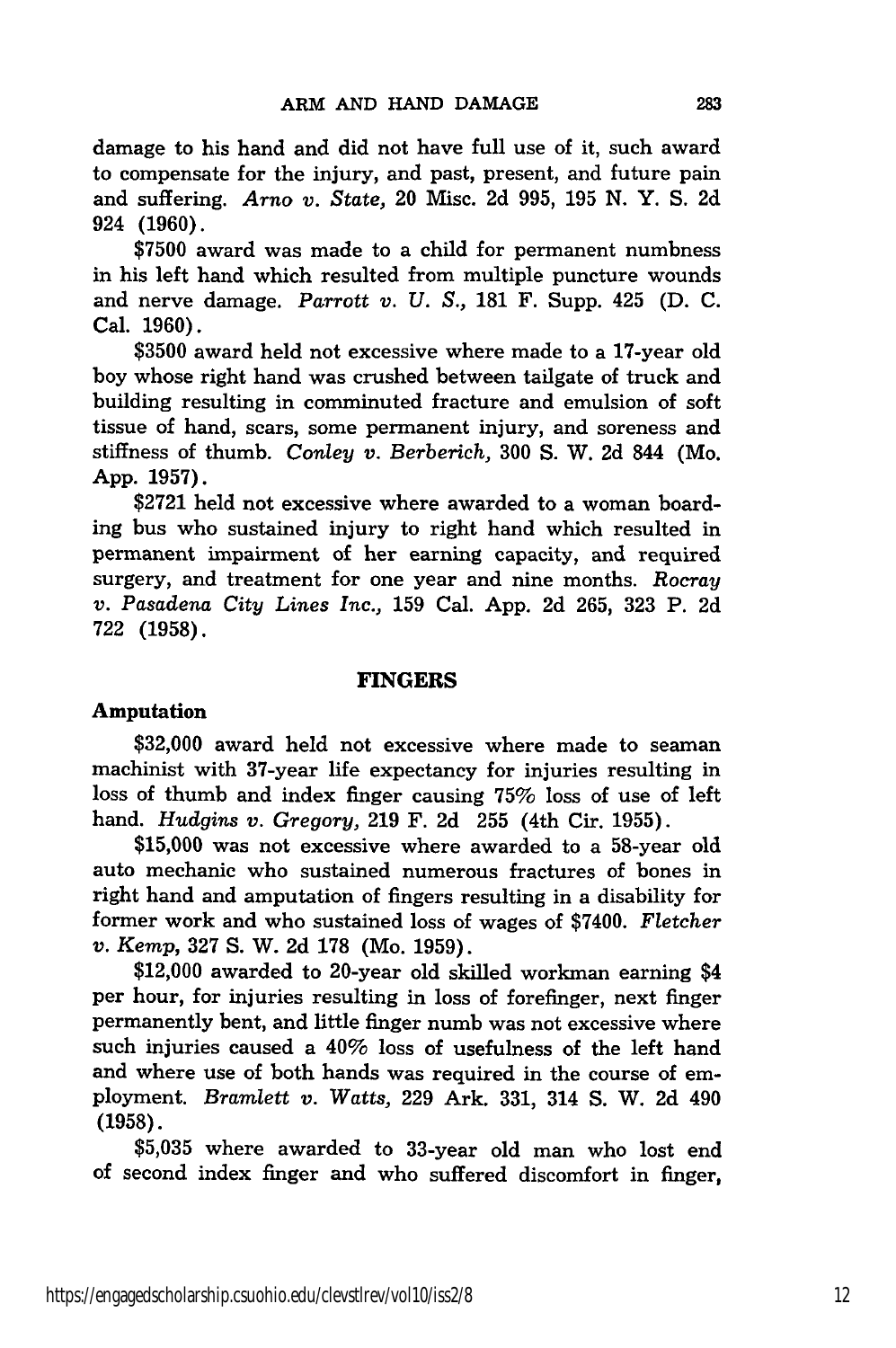damage to his hand and did not have full use of it, such award to compensate for the injury, and past, present, and future pain and suffering. *Arno v. State,* 20 Misc. 2d 995, 195 N. Y. S. 2d 924 (1960).

$7500 award was made to a child for permanent numbness in his left hand which resulted from multiple puncture wounds and nerve damage. *Parrott v. U. S.,* 181 F. Supp. 425 (D. C. Cal. 1960).

$3500 award held not excessive where made to a 17-year old boy whose right hand was crushed between tailgate of truck and building resulting in comminuted fracture and emulsion of soft tissue of hand, scars, some permanent injury, and soreness and stiffness of thumb. *Conley v. Berberich,* 300 S. W. 2d 844 (Mo. App. 1957).

$2721 held not excessive where awarded to a woman boarding bus who sustained injury to right hand which resulted in permanent impairment of her earning capacity, and required surgery, and treatment for one year and nine months. *Rocray v. Pasadena City Lines Inc.,* 159 Cal. App. 2d 265, 323 P. 2d 722 (1958).

## FINGERS

### Amputation

$32,000 award held not excessive where made to seaman machinist with 37-year life expectancy for injuries resulting in loss of thumb and index finger causing 75% loss of use of left hand. *Hudgins v. Gregory,* 219 F. 2d 255 (4th Cir. 1955).

$15,000 was not excessive where awarded to a 58-year old auto mechanic who sustained numerous fractures of bones in right hand and amputation of fingers resulting in a disability for former work and who sustained loss of wages of $7400. *Fletcher v. Kemp,* 327 S. W. 2d 178 (Mo. 1959).

$12,000 awarded to 20-year old skilled workman earning $4 per hour, for injuries resulting in loss of forefinger, next finger permanently bent, and little finger numb was not excessive where such injuries caused a 40% loss of usefulness of the left hand and where use of both hands was required in the course of employment. *Bramlett v. Watts,* 229 Ark. 331, 314 S. W. 2d 490 (1958).

$5,035 where awarded to 33-year old man who lost end of second index finger and who suffered discomfort in finger,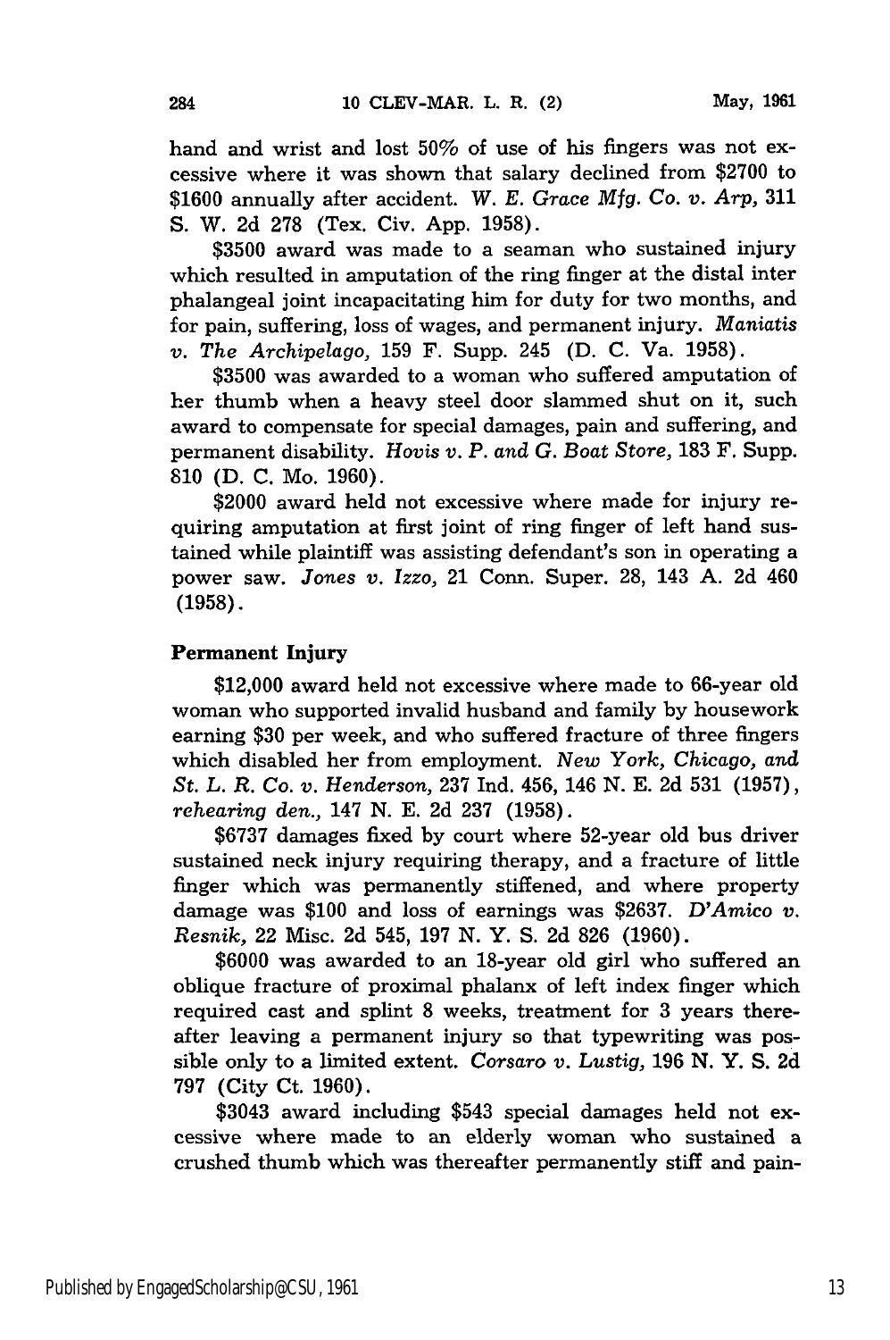hand and wrist and lost 50% of use of his fingers was not excessive where it was shown that salary declined from $2700 to $1600 annually after accident. *W. E. Grace Mfg. Co. v. Arp*, 311 S. W. 2d 278 (Tex. Civ. App. 1958).

$3500 award was made to a seaman who sustained injury which resulted in amputation of the ring finger at the distal inter phalangeal joint incapacitating him for duty for two months, and for pain, suffering, loss of wages, and permanent injury. *Maniatis v. The Archipelago*, 159 F. Supp. 245 (D. C. Va. 1958).

$3500 was awarded to a woman who suffered amputation of her thumb when a heavy steel door slammed shut on it, such award to compensate for special damages, pain and suffering, and permanent disability. *Hovis v. P. and G. Boat Store*, 183 F. Supp. 810 (D. C. Mo. 1960).

$2000 award held not excessive where made for injury requiring amputation at first joint of ring finger of left hand sustained while plaintiff was assisting defendant's son in operating a power saw. *Jones v. Izzo*, 21 Conn. Super. 28, 143 A. 2d 460 (1958).

**Permanent Injury**

$12,000 award held not excessive where made to 66-year old woman who supported invalid husband and family by housework earning $30 per week, and who suffered fracture of three fingers which disabled her from employment. *New York, Chicago, and St. L. R. Co. v. Henderson*, 237 Ind. 456, 146 N. E. 2d 531 (1957), *rehearing den.*, 147 N. E. 2d 237 (1958).

$6737 damages fixed by court where 52-year old bus driver sustained neck injury requiring therapy, and a fracture of little finger which was permanently stiffened, and where property damage was $100 and loss of earnings was $2637. *D'Amico v. Resnik*, 22 Misc. 2d 545, 197 N. Y. S. 2d 826 (1960).

$6000 was awarded to an 18-year old girl who suffered an oblique fracture of proximal phalanx of left index finger which required cast and splint 8 weeks, treatment for 3 years thereafter leaving a permanent injury so that typewriting was possible only to a limited extent. *Corsaro v. Lustig*, 196 N. Y. S. 2d 797 (City Ct. 1960).

$3043 award including $543 special damages held not excessive where made to an elderly woman who sustained a crushed thumb which was thereafter permanently stiff and pain-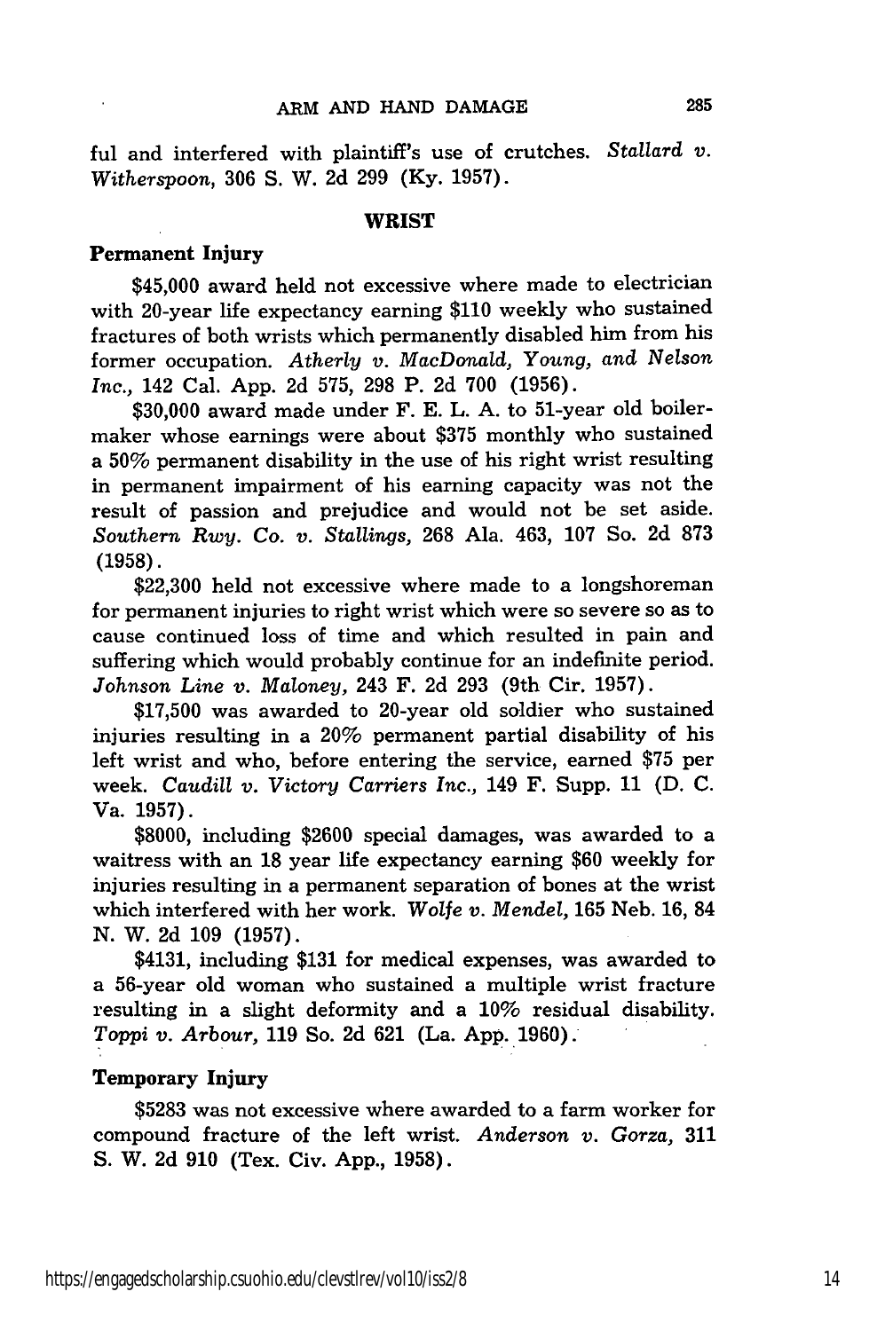ful and interfered with plaintiff's use of crutches. *Stallard v. Witherspoon*, 306 S. W. 2d 299 (Ky. 1957).

## WRIST

### Permanent Injury

$45,000 award held not excessive where made to electrician with 20-year life expectancy earning $110 weekly who sustained fractures of both wrists which permanently disabled him from his former occupation. *Atherly v. MacDonald, Young, and Nelson Inc.*, 142 Cal. App. 2d 575, 298 P. 2d 700 (1956).

$30,000 award made under F. E. L. A. to 51-year old boilermaker whose earnings were about $375 monthly who sustained a 50% permanent disability in the use of his right wrist resulting in permanent impairment of his earning capacity was not the result of passion and prejudice and would not be set aside. *Southern Rwy. Co. v. Stallings*, 268 Ala. 463, 107 So. 2d 873 (1958).

$22,300 held not excessive where made to a longshoreman for permanent injuries to right wrist which were so severe so as to cause continued loss of time and which resulted in pain and suffering which would probably continue for an indefinite period. *Johnson Line v. Maloney*, 243 F. 2d 293 (9th Cir. 1957).

$17,500 was awarded to 20-year old soldier who sustained injuries resulting in a 20% permanent partial disability of his left wrist and who, before entering the service, earned $75 per week. *Caudill v. Victory Carriers Inc.*, 149 F. Supp. 11 (D. C. Va. 1957).

$8000, including $2600 special damages, was awarded to a waitress with an 18 year life expectancy earning $60 weekly for injuries resulting in a permanent separation of bones at the wrist which interfered with her work. *Wolfe v. Mendel*, 165 Neb. 16, 84 N. W. 2d 109 (1957).

$4131, including $131 for medical expenses, was awarded to a 56-year old woman who sustained a multiple wrist fracture resulting in a slight deformity and a 10% residual disability. *Toppi v. Arbour*, 119 So. 2d 621 (La. App. 1960).

### Temporary Injury

$5283 was not excessive where awarded to a farm worker for compound fracture of the left wrist. *Anderson v. Gorza*, 311 S. W. 2d 910 (Tex. Civ. App., 1958).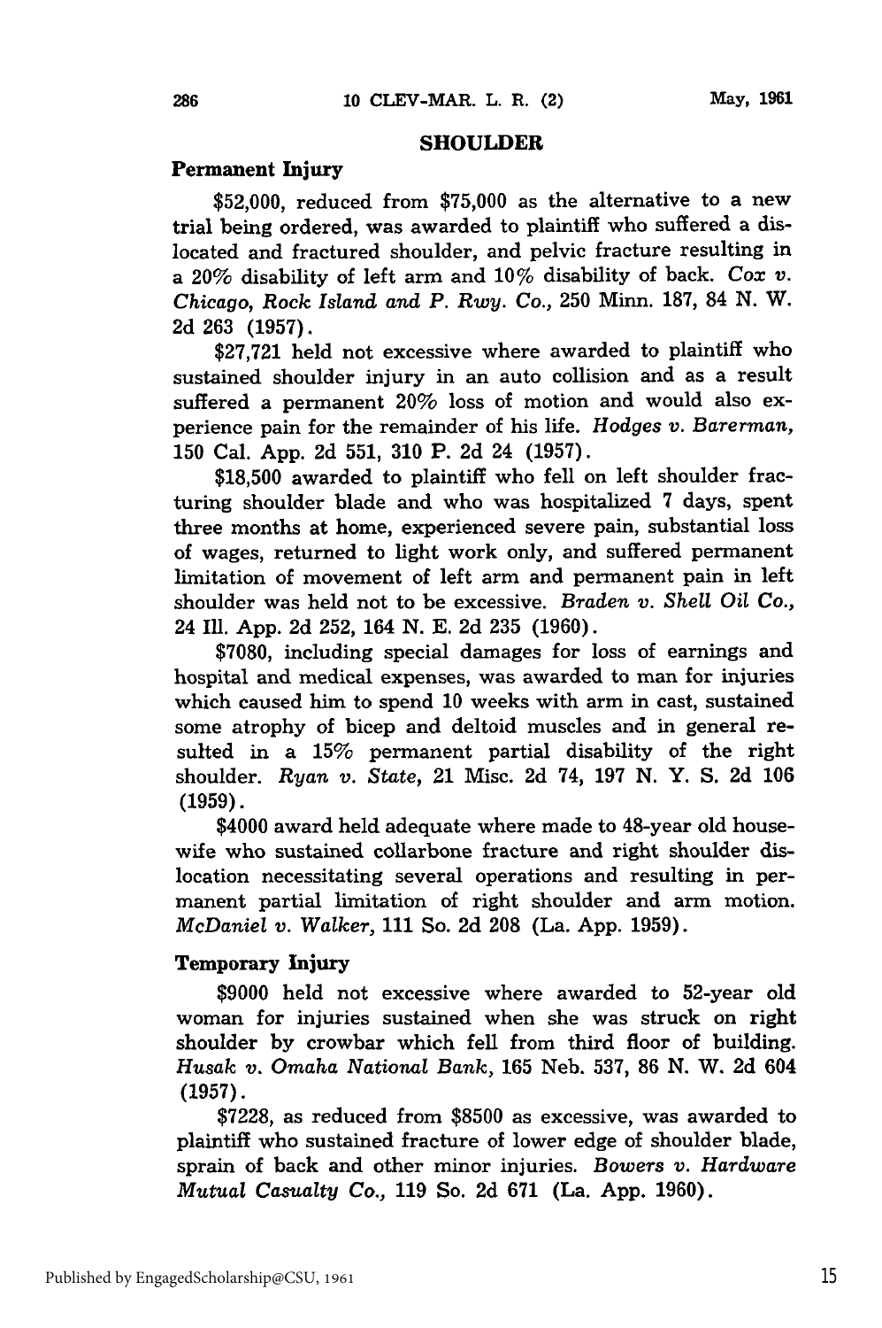## SHOULDER

### Permanent Injury

$52,000, reduced from $75,000 as the alternative to a new trial being ordered, was awarded to plaintiff who suffered a dislocated and fractured shoulder, and pelvic fracture resulting in a 20% disability of left arm and 10% disability of back. *Cox v. Chicago, Rock Island and P. Rwy. Co.,* 250 Minn. 187, 84 N. W. 2d 263 (1957).

$27,721 held not excessive where awarded to plaintiff who sustained shoulder injury in an auto collision and as a result suffered a permanent 20% loss of motion and would also experience pain for the remainder of his life. *Hodges v. Barerman,* 150 Cal. App. 2d 551, 310 P. 2d 24 (1957).

$18,500 awarded to plaintiff who fell on left shoulder fracturing shoulder blade and who was hospitalized 7 days, spent three months at home, experienced severe pain, substantial loss of wages, returned to light work only, and suffered permanent limitation of movement of left arm and permanent pain in left shoulder was held not to be excessive. *Braden v. Shell Oil Co.,* 24 Ill. App. 2d 252, 164 N. E. 2d 235 (1960).

$7080, including special damages for loss of earnings and hospital and medical expenses, was awarded to man for injuries which caused him to spend 10 weeks with arm in cast, sustained some atrophy of bicep and deltoid muscles and in general resulted in a 15% permanent partial disability of the right shoulder. *Ryan v. State,* 21 Misc. 2d 74, 197 N. Y. S. 2d 106 (1959).

$4000 award held adequate where made to 48-year old housewife who sustained collarbone fracture and right shoulder dislocation necessitating several operations and resulting in permanent partial limitation of right shoulder and arm motion. *McDaniel v. Walker,* 111 So. 2d 208 (La. App. 1959).

### Temporary Injury

$9000 held not excessive where awarded to 52-year old woman for injuries sustained when she was struck on right shoulder by crowbar which fell from third floor of building. *Husak v. Omaha National Bank,* 165 Neb. 537, 86 N. W. 2d 604 (1957).

$7228, as reduced from $8500 as excessive, was awarded to plaintiff who sustained fracture of lower edge of shoulder blade, sprain of back and other minor injuries. *Bowers v. Hardware Mutual Casualty Co.,* 119 So. 2d 671 (La. App. 1960).